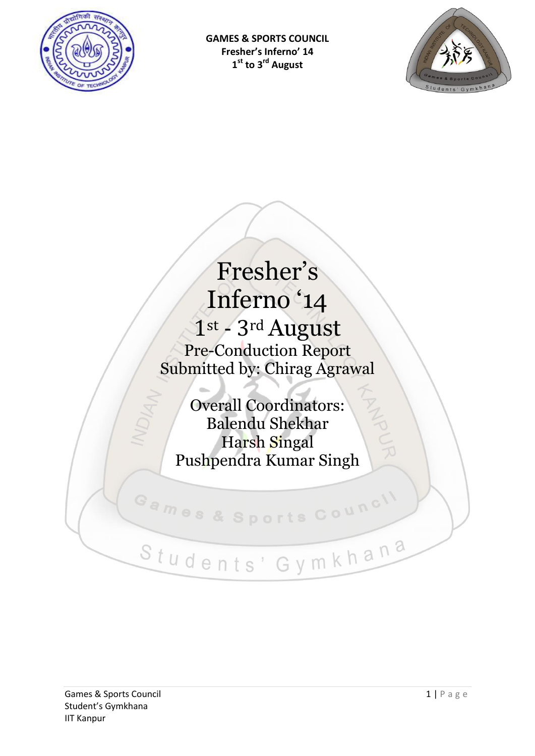**GAMES & SPORTS COUNCIL**
**Fresher's Inferno' 14**
**1st to 3rd August**

# Fresher's Inferno '14

## 1st - 3rd August

Pre-Conduction Report
Submitted by: Chirag Agrawal

Overall Coordinators:
Balendu Shekhar
Harsh Singal
Pushpendra Kumar Singh

Games & Sports Council
Student's Gymkhana
IIT Kanpur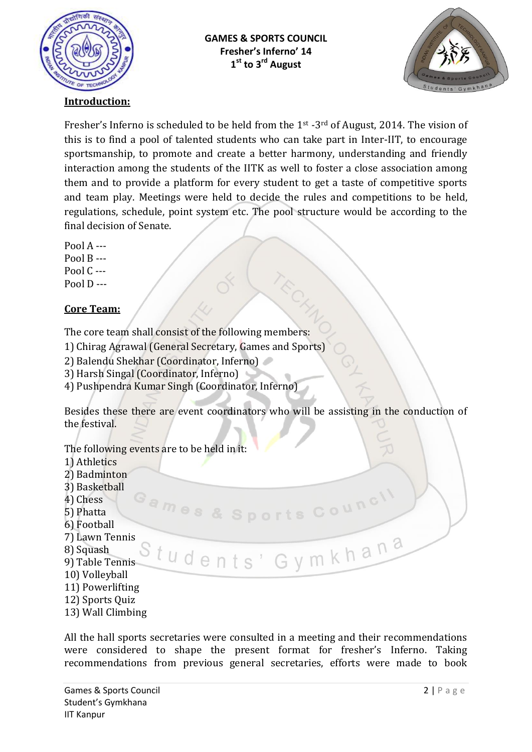**GAMES & SPORTS COUNCIL**
**Fresher's Inferno' 14**
**1st to 3rd August**

## Introduction:

Fresher's Inferno is scheduled to be held from the 1st -3rd of August, 2014. The vision of this is to find a pool of talented students who can take part in Inter-IIT, to encourage sportsmanship, to promote and create a better harmony, understanding and friendly interaction among the students of the IITK as well to foster a close association among them and to provide a platform for every student to get a taste of competitive sports and team play. Meetings were held to decide the rules and competitions to be held, regulations, schedule, point system etc. The pool structure would be according to the final decision of Senate.

Pool A ---
Pool B ---
Pool C ---
Pool D ---

## Core Team:

The core team shall consist of the following members:

1) Chirag Agrawal (General Secretary, Games and Sports)
2) Balendu Shekhar (Coordinator, Inferno)
3) Harsh Singal (Coordinator, Inferno)
4) Pushpendra Kumar Singh (Coordinator, Inferno)

Besides these there are event coordinators who will be assisting in the conduction of the festival.

The following events are to be held in it:

1) Athletics
2) Badminton
3) Basketball
4) Chess
5) Phatta
6) Football
7) Lawn Tennis
8) Squash
9) Table Tennis
10) Volleyball
11) Powerlifting
12) Sports Quiz
13) Wall Climbing

All the hall sports secretaries were consulted in a meeting and their recommendations were considered to shape the present format for fresher's Inferno. Taking recommendations from previous general secretaries, efforts were made to book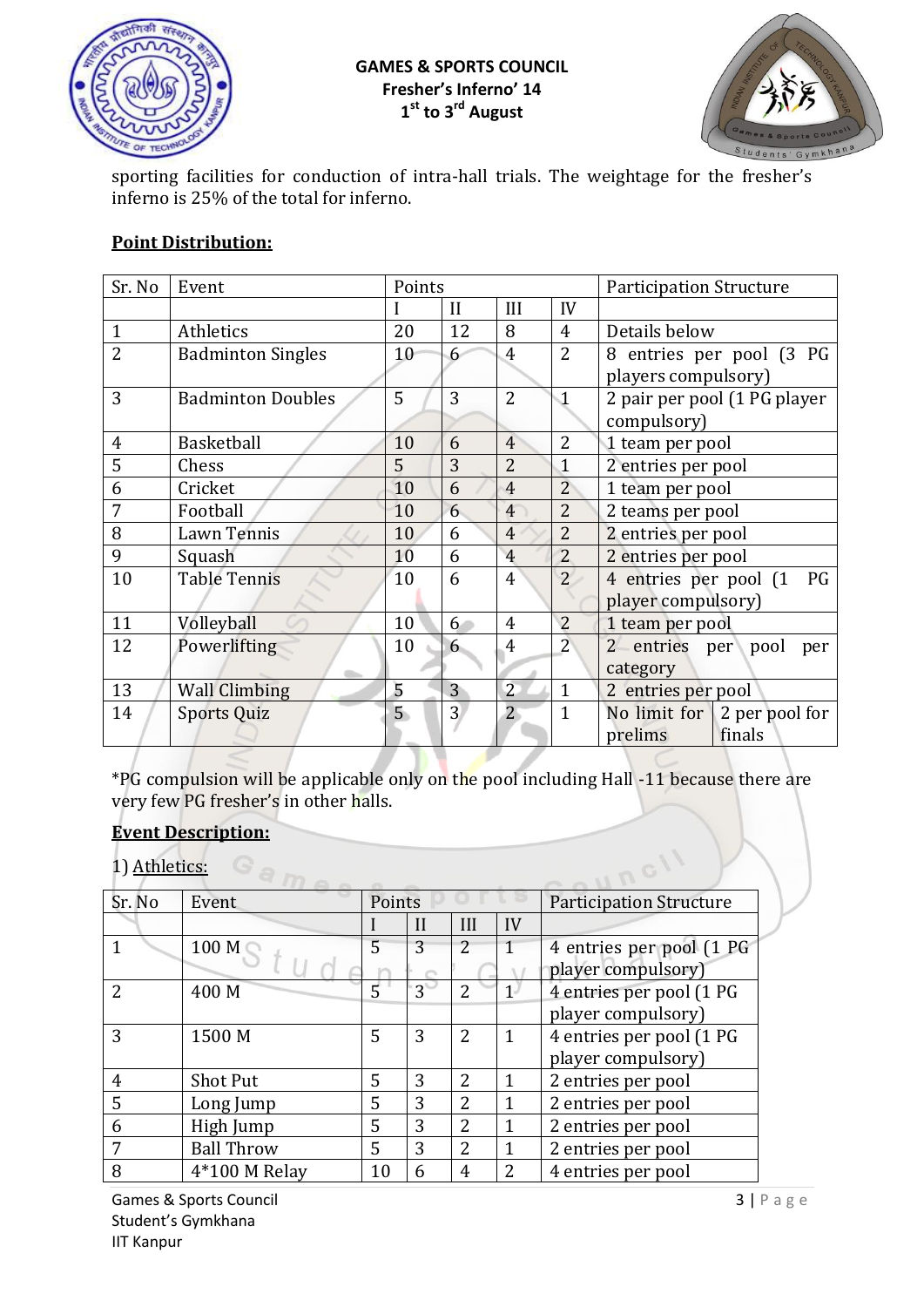sporting facilities for conduction of intra-hall trials. The weightage for the fresher's inferno is 25% of the total for inferno.

**Point Distribution:**

| Sr. No | Event | Points | | | | Participation Structure |
|---|---|---|---|---|---|---|
| | | I | II | III | IV | |
| 1 | Athletics | 20 | 12 | 8 | 4 | Details below |
| 2 | Badminton Singles | 10 | 6 | 4 | 2 | 8 entries per pool (3 PG players compulsory) |
| 3 | Badminton Doubles | 5 | 3 | 2 | 1 | 2 pair per pool (1 PG player compulsory) |
| 4 | Basketball | 10 | 6 | 4 | 2 | 1 team per pool |
| 5 | Chess | 5 | 3 | 2 | 1 | 2 entries per pool |
| 6 | Cricket | 10 | 6 | 4 | 2 | 1 team per pool |
| 7 | Football | 10 | 6 | 4 | 2 | 2 teams per pool |
| 8 | Lawn Tennis | 10 | 6 | 4 | 2 | 2 entries per pool |
| 9 | Squash | 10 | 6 | 4 | 2 | 2 entries per pool |
| 10 | Table Tennis | 10 | 6 | 4 | 2 | 4 entries per pool (1 PG player compulsory) |
| 11 | Volleyball | 10 | 6 | 4 | 2 | 1 team per pool |
| 12 | Powerlifting | 10 | 6 | 4 | 2 | 2 entries per pool per category |
| 13 | Wall Climbing | 5 | 3 | 2 | 1 | 2 entries per pool |
| 14 | Sports Quiz | 5 | 3 | 2 | 1 | No limit for prelims; 2 per pool for finals |

*PG compulsion will be applicable only on the pool including Hall -11 because there are very few PG fresher's in other halls.

**Event Description:**

1) Athletics:

| Sr. No | Event | Points | | | | Participation Structure |
|---|---|---|---|---|---|---|
| | | I | II | III | IV | |
| 1 | 100 M | 5 | 3 | 2 | 1 | 4 entries per pool (1 PG player compulsory) |
| 2 | 400 M | 5 | 3 | 2 | 1 | 4 entries per pool (1 PG player compulsory) |
| 3 | 1500 M | 5 | 3 | 2 | 1 | 4 entries per pool (1 PG player compulsory) |
| 4 | Shot Put | 5 | 3 | 2 | 1 | 2 entries per pool |
| 5 | Long Jump | 5 | 3 | 2 | 1 | 2 entries per pool |
| 6 | High Jump | 5 | 3 | 2 | 1 | 2 entries per pool |
| 7 | Ball Throw | 5 | 3 | 2 | 1 | 2 entries per pool |
| 8 | 4*100 M Relay | 10 | 6 | 4 | 2 | 4 entries per pool |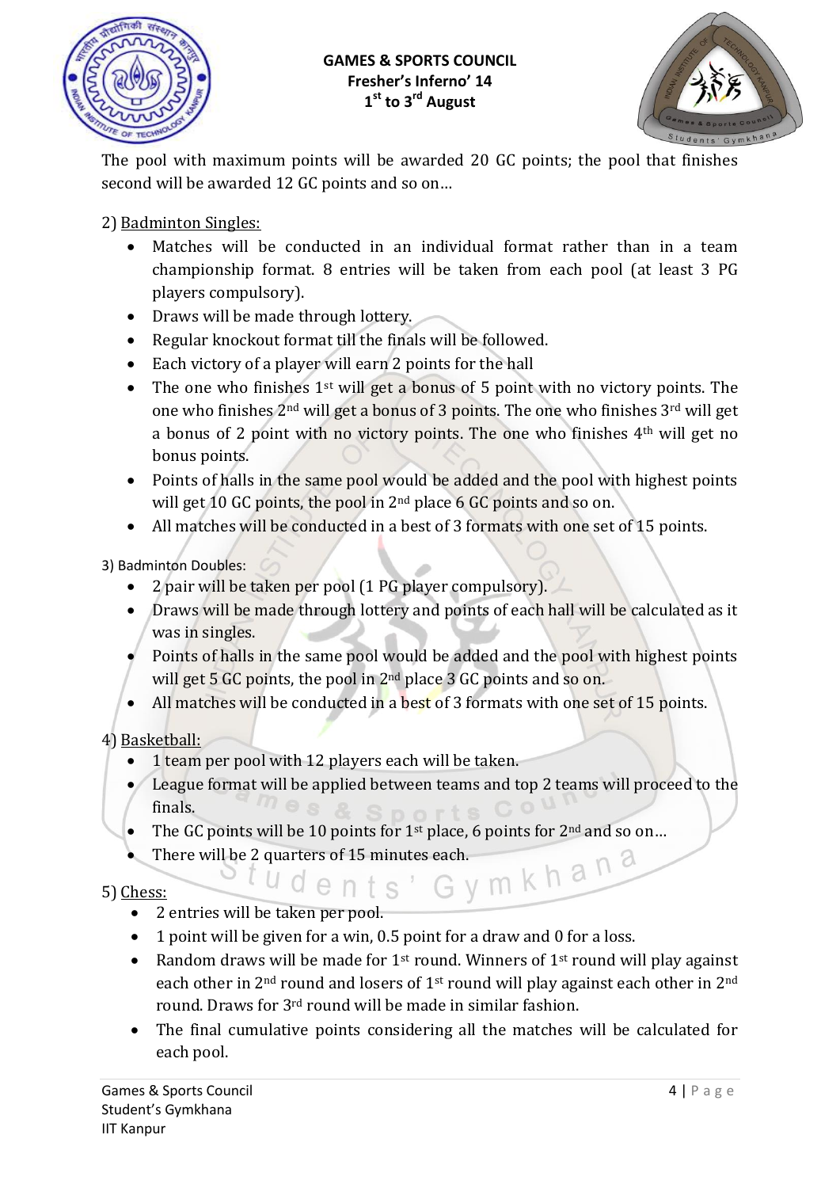The pool with maximum points will be awarded 20 GC points; the pool that finishes second will be awarded 12 GC points and so on…

2) Badminton Singles:

- Matches will be conducted in an individual format rather than in a team championship format. 8 entries will be taken from each pool (at least 3 PG players compulsory).
- Draws will be made through lottery.
- Regular knockout format till the finals will be followed.
- Each victory of a player will earn 2 points for the hall
- The one who finishes 1st will get a bonus of 5 point with no victory points. The one who finishes 2nd will get a bonus of 3 points. The one who finishes 3rd will get a bonus of 2 point with no victory points. The one who finishes 4th will get no bonus points.
- Points of halls in the same pool would be added and the pool with highest points will get 10 GC points, the pool in 2nd place 6 GC points and so on.
- All matches will be conducted in a best of 3 formats with one set of 15 points.

3) Badminton Doubles:

- 2 pair will be taken per pool (1 PG player compulsory).
- Draws will be made through lottery and points of each hall will be calculated as it was in singles.
- Points of halls in the same pool would be added and the pool with highest points will get 5 GC points, the pool in 2nd place 3 GC points and so on.
- All matches will be conducted in a best of 3 formats with one set of 15 points.

4) Basketball:

- 1 team per pool with 12 players each will be taken.
- League format will be applied between teams and top 2 teams will proceed to the finals.
- The GC points will be 10 points for 1st place, 6 points for 2nd and so on…
- There will be 2 quarters of 15 minutes each.

5) Chess:

- 2 entries will be taken per pool.
- 1 point will be given for a win, 0.5 point for a draw and 0 for a loss.
- Random draws will be made for 1st round. Winners of 1st round will play against each other in 2nd round and losers of 1st round will play against each other in 2nd round. Draws for 3rd round will be made in similar fashion.
- The final cumulative points considering all the matches will be calculated for each pool.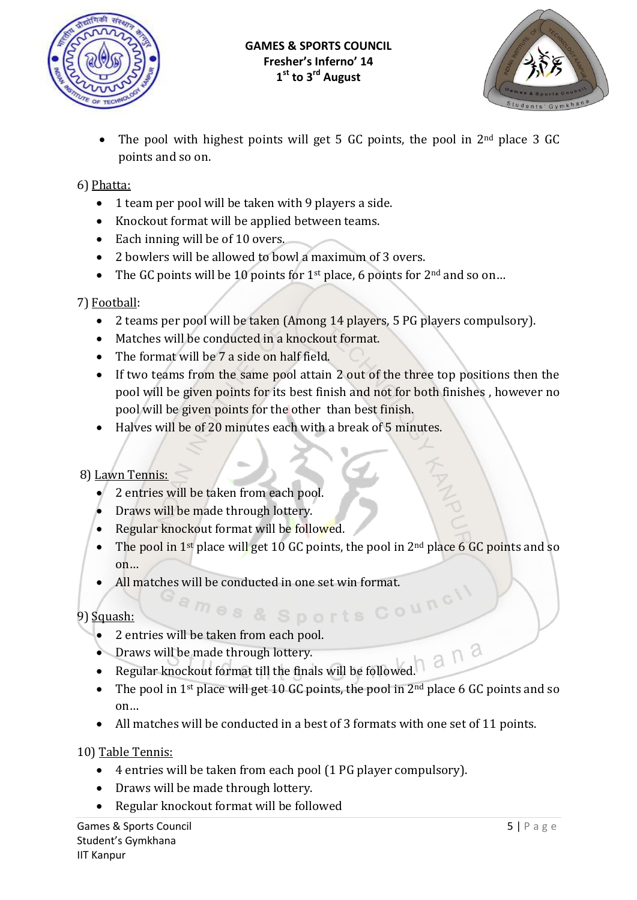- The pool with highest points will get 5 GC points, the pool in 2nd place 3 GC points and so on.

6) Phatta:

- 1 team per pool will be taken with 9 players a side.
- Knockout format will be applied between teams.
- Each inning will be of 10 overs.
- 2 bowlers will be allowed to bowl a maximum of 3 overs.
- The GC points will be 10 points for 1st place, 6 points for 2nd and so on…

7) Football:

- 2 teams per pool will be taken (Among 14 players, 5 PG players compulsory).
- Matches will be conducted in a knockout format.
- The format will be 7 a side on half field.
- If two teams from the same pool attain 2 out of the three top positions then the pool will be given points for its best finish and not for both finishes , however no pool will be given points for the other than best finish.
- Halves will be of 20 minutes each with a break of 5 minutes.

8) Lawn Tennis:

- 2 entries will be taken from each pool.
- Draws will be made through lottery.
- Regular knockout format will be followed.
- The pool in 1st place will get 10 GC points, the pool in 2nd place 6 GC points and so on…
- All matches will be conducted in one set win format.

9) Squash:

- 2 entries will be taken from each pool.
- Draws will be made through lottery.
- Regular knockout format till the finals will be followed.
- The pool in 1st place will get 10 GC points, the pool in 2nd place 6 GC points and so on…
- All matches will be conducted in a best of 3 formats with one set of 11 points.

10) Table Tennis:

- 4 entries will be taken from each pool (1 PG player compulsory).
- Draws will be made through lottery.
- Regular knockout format will be followed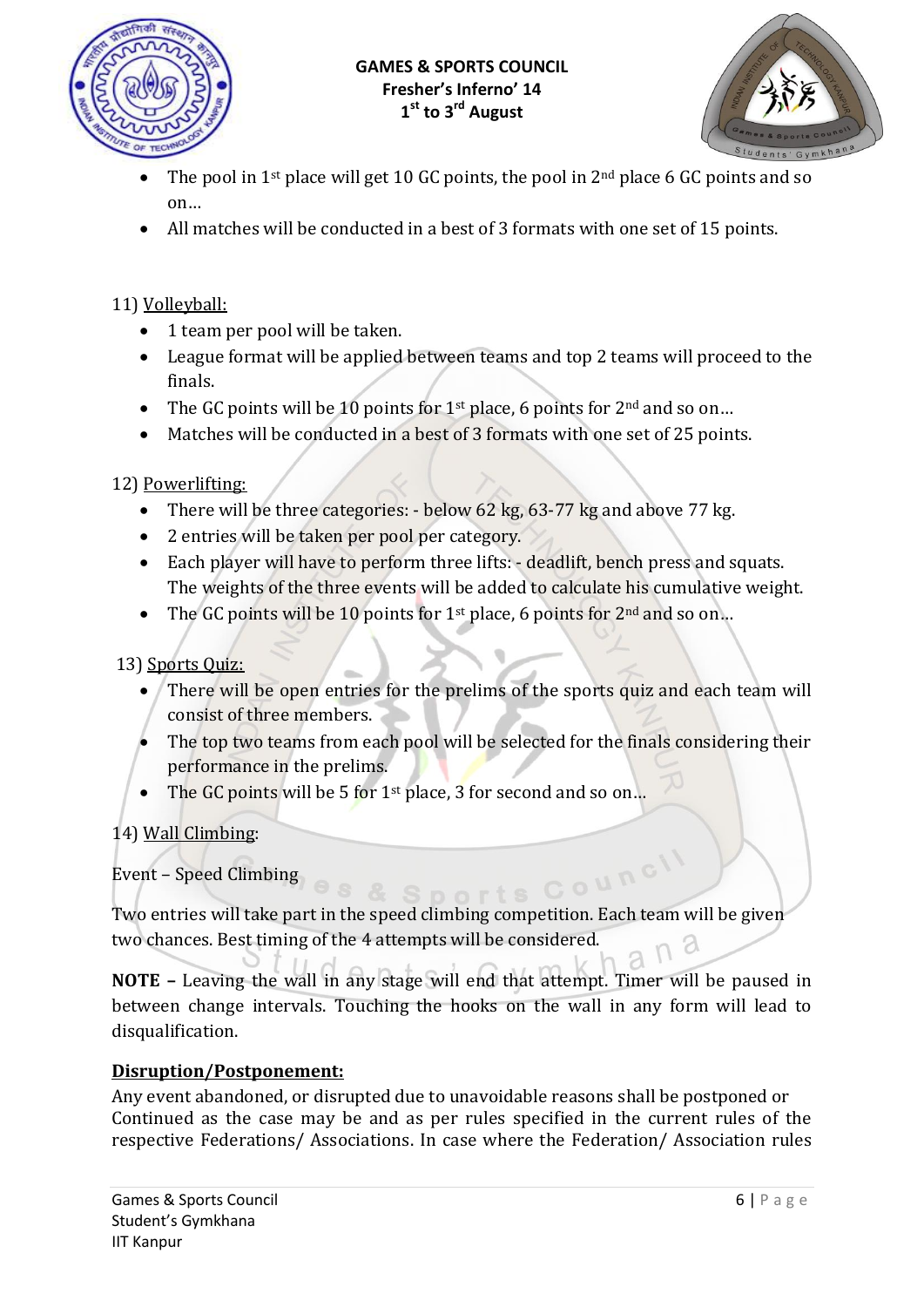- The pool in 1st place will get 10 GC points, the pool in 2nd place 6 GC points and so on…
- All matches will be conducted in a best of 3 formats with one set of 15 points.

11) Volleyball:

- 1 team per pool will be taken.
- League format will be applied between teams and top 2 teams will proceed to the finals.
- The GC points will be 10 points for 1st place, 6 points for 2nd and so on…
- Matches will be conducted in a best of 3 formats with one set of 25 points.

12) Powerlifting:

- There will be three categories: - below 62 kg, 63-77 kg and above 77 kg.
- 2 entries will be taken per pool per category.
- Each player will have to perform three lifts: - deadlift, bench press and squats. The weights of the three events will be added to calculate his cumulative weight.
- The GC points will be 10 points for 1st place, 6 points for 2nd and so on…

13) Sports Quiz:

- There will be open entries for the prelims of the sports quiz and each team will consist of three members.
- The top two teams from each pool will be selected for the finals considering their performance in the prelims.
- The GC points will be 5 for 1st place, 3 for second and so on…

14) Wall Climbing:

Event – Speed Climbing

Two entries will take part in the speed climbing competition. Each team will be given two chances. Best timing of the 4 attempts will be considered.

**NOTE –** Leaving the wall in any stage will end that attempt. Timer will be paused in between change intervals. Touching the hooks on the wall in any form will lead to disqualification.

**Disruption/Postponement:**

Any event abandoned, or disrupted due to unavoidable reasons shall be postponed or Continued as the case may be and as per rules specified in the current rules of the respective Federations/ Associations. In case where the Federation/ Association rules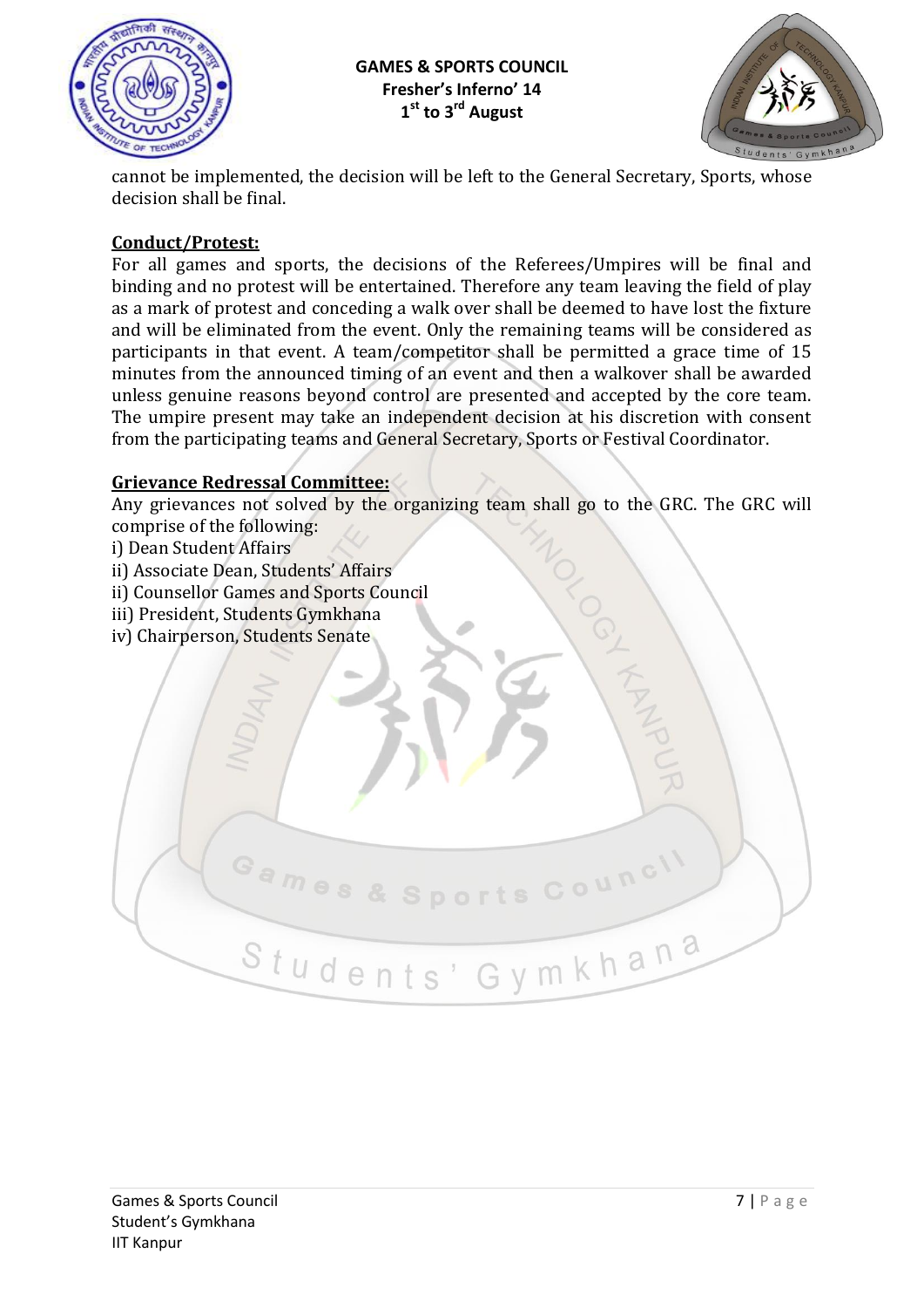cannot be implemented, the decision will be left to the General Secretary, Sports, whose decision shall be final.

**Conduct/Protest:**

For all games and sports, the decisions of the Referees/Umpires will be final and binding and no protest will be entertained. Therefore any team leaving the field of play as a mark of protest and conceding a walk over shall be deemed to have lost the fixture and will be eliminated from the event. Only the remaining teams will be considered as participants in that event. A team/competitor shall be permitted a grace time of 15 minutes from the announced timing of an event and then a walkover shall be awarded unless genuine reasons beyond control are presented and accepted by the core team. The umpire present may take an independent decision at his discretion with consent from the participating teams and General Secretary, Sports or Festival Coordinator.

**Grievance Redressal Committee:**

Any grievances not solved by the organizing team shall go to the GRC. The GRC will comprise of the following:

i) Dean Student Affairs
ii) Associate Dean, Students' Affairs
ii) Counsellor Games and Sports Council
iii) President, Students Gymkhana
iv) Chairperson, Students Senate